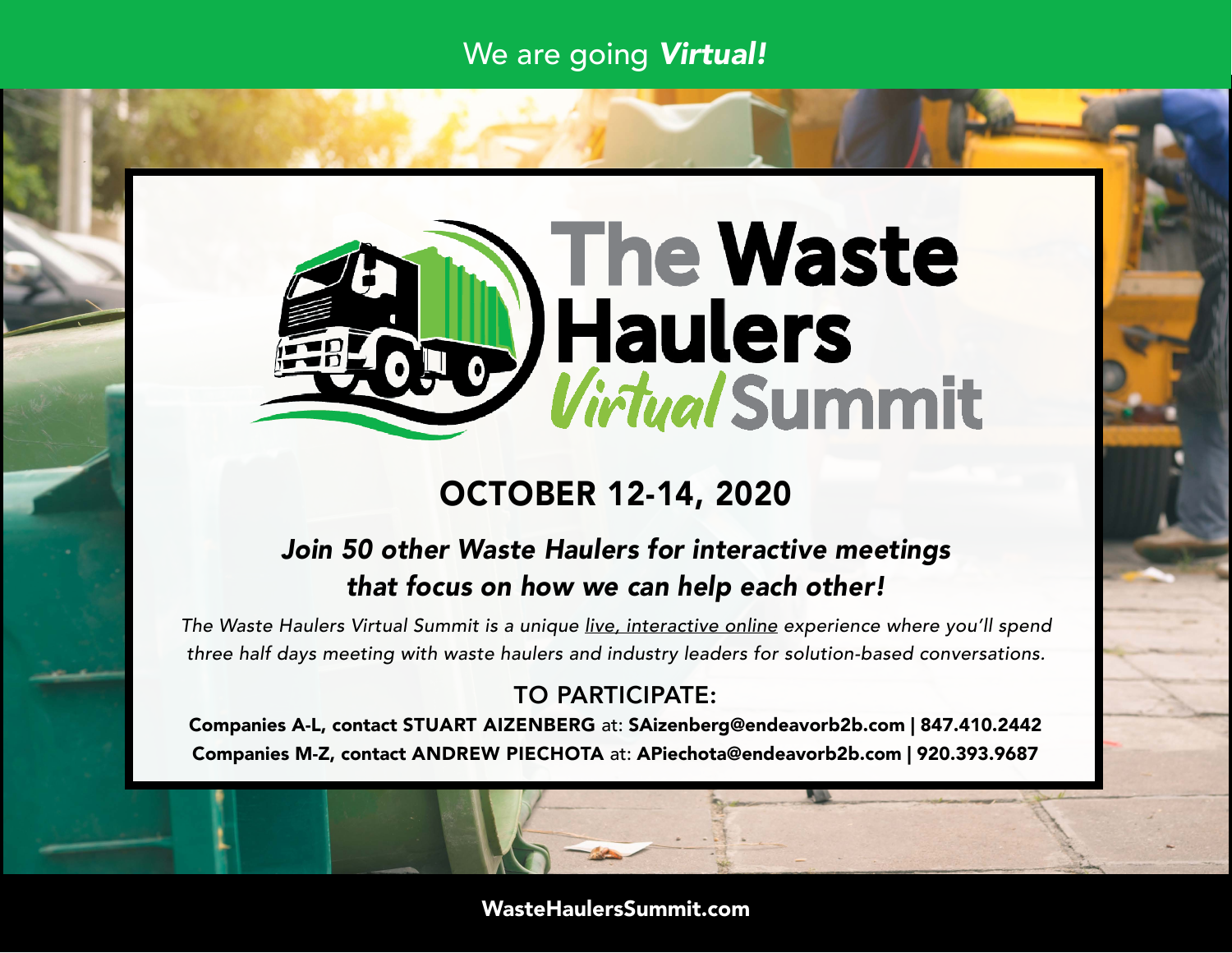We are going ***Virtual!***

# The Waste Haulers *Virtual* Summit

## OCTOBER 12-14, 2020

### *Join 50 other Waste Haulers for interactive meetings that focus on how we can help each other!*

*The Waste Haulers Virtual Summit is a unique live, interactive online experience where you'll spend three half days meeting with waste haulers and industry leaders for solution-based conversations.*

## TO PARTICIPATE:

**Companies A-L, contact STUART AIZENBERG** at: **SAizenberg@endeavorb2b.com | 847.410.2442**

**Companies M-Z, contact ANDREW PIECHOTA** at: **APiechota@endeavorb2b.com | 920.393.9687**

**WasteHaulersSummit.com**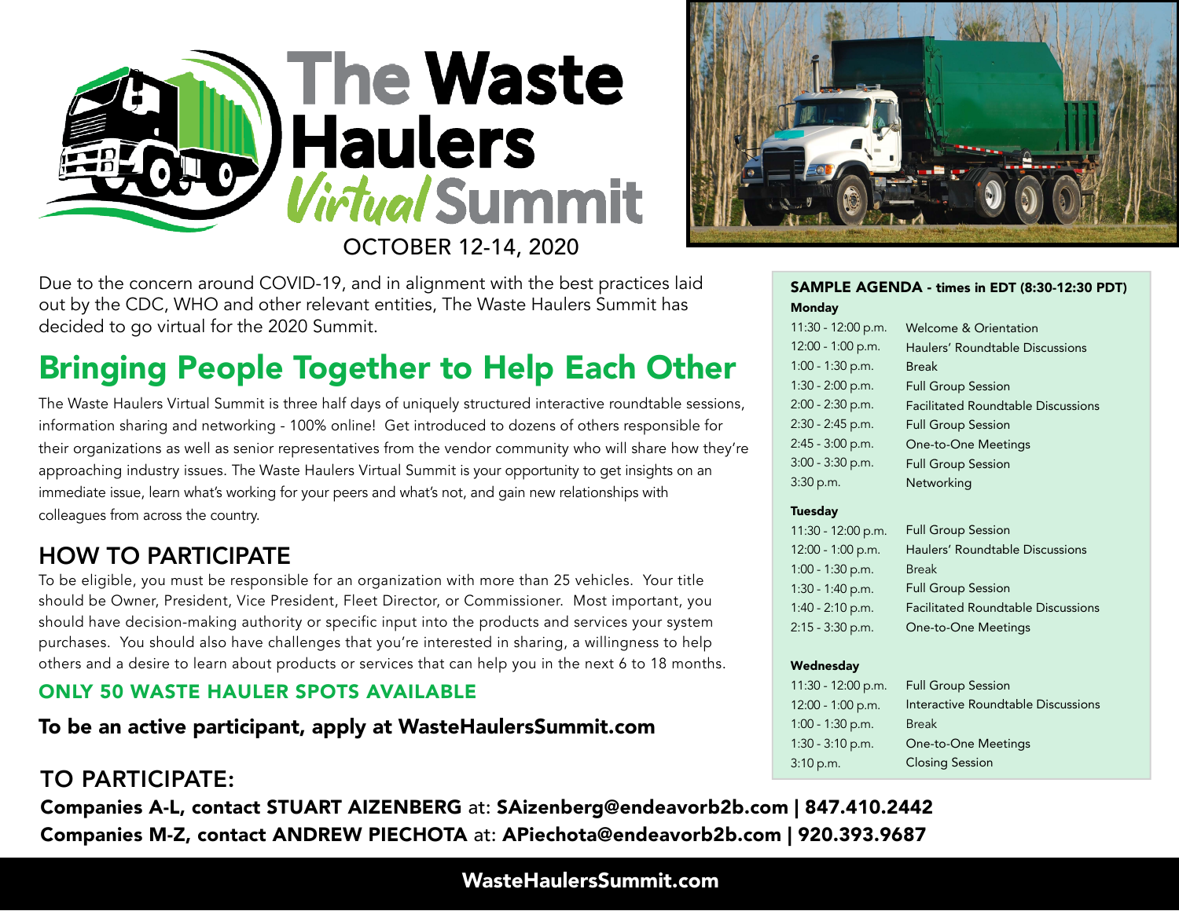# The Waste Haulers *Virtual* Summit

OCTOBER 12-14, 2020

Due to the concern around COVID-19, and in alignment with the best practices laid out by the CDC, WHO and other relevant entities, The Waste Haulers Summit has decided to go virtual for the 2020 Summit.

## Bringing People Together to Help Each Other

The Waste Haulers Virtual Summit is three half days of uniquely structured interactive roundtable sessions, information sharing and networking - 100% online! Get introduced to dozens of others responsible for their organizations as well as senior representatives from the vendor community who will share how they're approaching industry issues. The Waste Haulers Virtual Summit is your opportunity to get insights on an immediate issue, learn what's working for your peers and what's not, and gain new relationships with colleagues from across the country.

## HOW TO PARTICIPATE

To be eligible, you must be responsible for an organization with more than 25 vehicles. Your title should be Owner, President, Vice President, Fleet Director, or Commissioner. Most important, you should have decision-making authority or specific input into the products and services your system purchases. You should also have challenges that you're interested in sharing, a willingness to help others and a desire to learn about products or services that can help you in the next 6 to 18 months.

**ONLY 50 WASTE HAULER SPOTS AVAILABLE**

**To be an active participant, apply at WasteHaulersSummit.com**

### SAMPLE AGENDA - times in EDT (8:30-12:30 PDT)

**Monday**

| | |
|---|---|
| 11:30 - 12:00 p.m. | Welcome & Orientation |
| 12:00 - 1:00 p.m. | Haulers' Roundtable Discussions |
| 1:00 - 1:30 p.m. | Break |
| 1:30 - 2:00 p.m. | Full Group Session |
| 2:00 - 2:30 p.m. | Facilitated Roundtable Discussions |
| 2:30 - 2:45 p.m. | Full Group Session |
| 2:45 - 3:00 p.m. | One-to-One Meetings |
| 3:00 - 3:30 p.m. | Full Group Session |
| 3:30 p.m. | Networking |

**Tuesday**

| | |
|---|---|
| 11:30 - 12:00 p.m. | Full Group Session |
| 12:00 - 1:00 p.m. | Haulers' Roundtable Discussions |
| 1:00 - 1:30 p.m. | Break |
| 1:30 - 1:40 p.m. | Full Group Session |
| 1:40 - 2:10 p.m. | Facilitated Roundtable Discussions |
| 2:15 - 3:30 p.m. | One-to-One Meetings |

**Wednesday**

| | |
|---|---|
| 11:30 - 12:00 p.m. | Full Group Session |
| 12:00 - 1:00 p.m. | Interactive Roundtable Discussions |
| 1:00 - 1:30 p.m. | Break |
| 1:30 - 3:10 p.m. | One-to-One Meetings |
| 3:10 p.m. | Closing Session |

## TO PARTICIPATE:

**Companies A-L, contact STUART AIZENBERG** at: **SAizenberg@endeavorb2b.com | 847.410.2442**

**Companies M-Z, contact ANDREW PIECHOTA** at: **APiechota@endeavorb2b.com | 920.393.9687**

**WasteHaulersSummit.com**